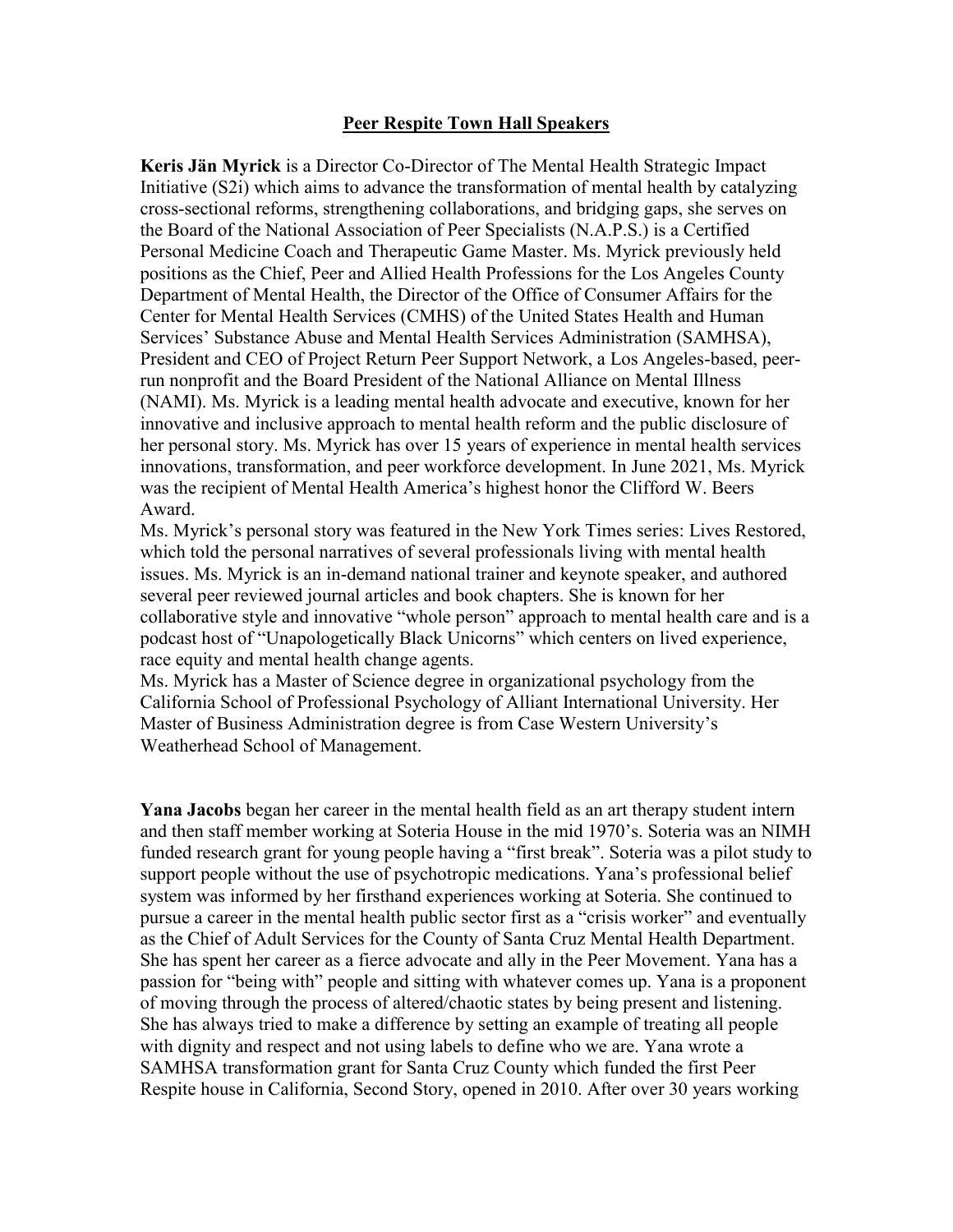## Peer Respite Town Hall Speakers

**Keris Jän Myrick** is a Director Co-Director of The Mental Health Strategic Impact Initiative (S2i) which aims to advance the transformation of mental health by catalyzing cross-sectional reforms, strengthening collaborations, and bridging gaps, she serves on the Board of the National Association of Peer Specialists (N.A.P.S.) is a Certified Personal Medicine Coach and Therapeutic Game Master. Ms. Myrick previously held positions as the Chief, Peer and Allied Health Professions for the Los Angeles County Department of Mental Health, the Director of the Office of Consumer Affairs for the Center for Mental Health Services (CMHS) of the United States Health and Human Services' Substance Abuse and Mental Health Services Administration (SAMHSA), President and CEO of Project Return Peer Support Network, a Los Angeles-based, peer-run nonprofit and the Board President of the National Alliance on Mental Illness (NAMI). Ms. Myrick is a leading mental health advocate and executive, known for her innovative and inclusive approach to mental health reform and the public disclosure of her personal story. Ms. Myrick has over 15 years of experience in mental health services innovations, transformation, and peer workforce development. In June 2021, Ms. Myrick was the recipient of Mental Health America's highest honor the Clifford W. Beers Award.

Ms. Myrick's personal story was featured in the New York Times series: Lives Restored, which told the personal narratives of several professionals living with mental health issues. Ms. Myrick is an in-demand national trainer and keynote speaker, and authored several peer reviewed journal articles and book chapters. She is known for her collaborative style and innovative "whole person" approach to mental health care and is a podcast host of "Unapologetically Black Unicorns" which centers on lived experience, race equity and mental health change agents.

Ms. Myrick has a Master of Science degree in organizational psychology from the California School of Professional Psychology of Alliant International University. Her Master of Business Administration degree is from Case Western University's Weatherhead School of Management.

**Yana Jacobs** began her career in the mental health field as an art therapy student intern and then staff member working at Soteria House in the mid 1970's. Soteria was an NIMH funded research grant for young people having a "first break". Soteria was a pilot study to support people without the use of psychotropic medications. Yana's professional belief system was informed by her firsthand experiences working at Soteria. She continued to pursue a career in the mental health public sector first as a "crisis worker" and eventually as the Chief of Adult Services for the County of Santa Cruz Mental Health Department. She has spent her career as a fierce advocate and ally in the Peer Movement. Yana has a passion for "being with" people and sitting with whatever comes up. Yana is a proponent of moving through the process of altered/chaotic states by being present and listening. She has always tried to make a difference by setting an example of treating all people with dignity and respect and not using labels to define who we are. Yana wrote a SAMHSA transformation grant for Santa Cruz County which funded the first Peer Respite house in California, Second Story, opened in 2010. After over 30 years working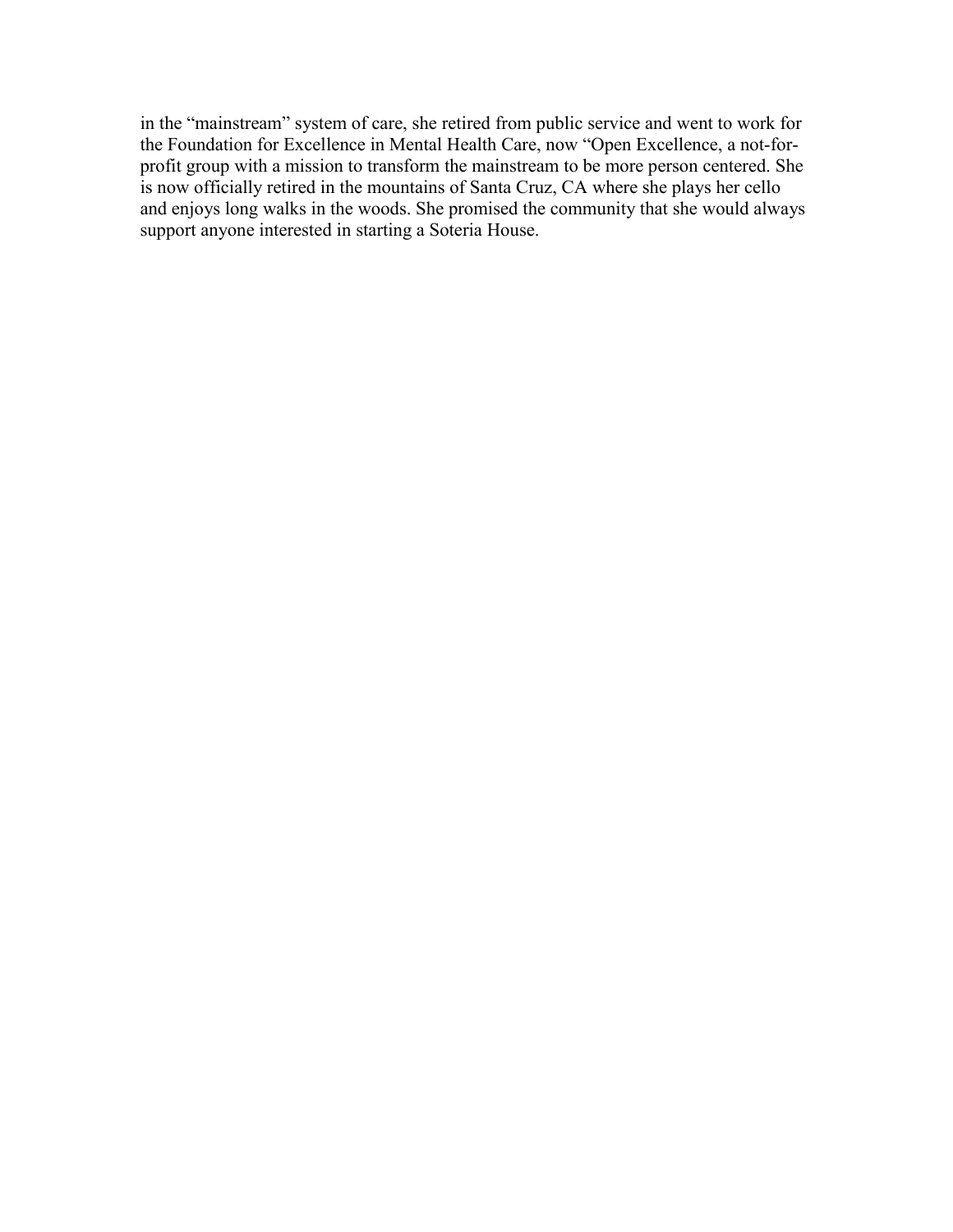in the “mainstream” system of care, she retired from public service and went to work for the Foundation for Excellence in Mental Health Care, now “Open Excellence, a not-for-profit group with a mission to transform the mainstream to be more person centered. She is now officially retired in the mountains of Santa Cruz, CA where she plays her cello and enjoys long walks in the woods. She promised the community that she would always support anyone interested in starting a Soteria House.